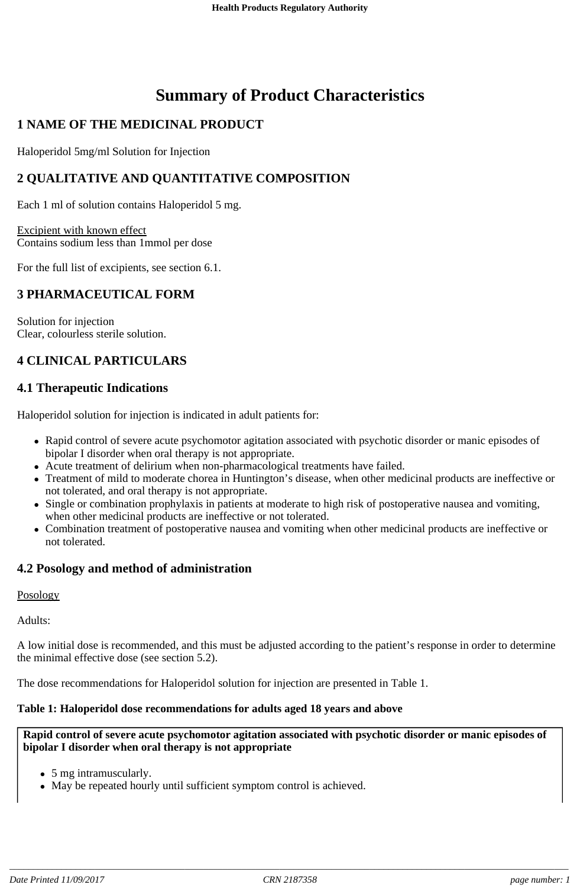# Summary of Product Characteristics

## 1 NAME OF THE MEDICINAL PRODUCT

Haloperidol 5mg/ml Solution for Injection

## 2 QUALITATIVE AND QUANTITATIVE COMPOSITION

Each 1 ml of solution contains Haloperidol 5 mg.

Excipient with known effect
Contains sodium less than 1mmol per dose

For the full list of excipients, see section 6.1.

## 3 PHARMACEUTICAL FORM

Solution for injection
Clear, colourless sterile solution.

## 4 CLINICAL PARTICULARS

### 4.1 Therapeutic Indications

Haloperidol solution for injection is indicated in adult patients for:

- Rapid control of severe acute psychomotor agitation associated with psychotic disorder or manic episodes of bipolar I disorder when oral therapy is not appropriate.
- Acute treatment of delirium when non-pharmacological treatments have failed.
- Treatment of mild to moderate chorea in Huntington's disease, when other medicinal products are ineffective or not tolerated, and oral therapy is not appropriate.
- Single or combination prophylaxis in patients at moderate to high risk of postoperative nausea and vomiting, when other medicinal products are ineffective or not tolerated.
- Combination treatment of postoperative nausea and vomiting when other medicinal products are ineffective or not tolerated.

### 4.2 Posology and method of administration

Posology

Adults:

A low initial dose is recommended, and this must be adjusted according to the patient's response in order to determine the minimal effective dose (see section 5.2).

The dose recommendations for Haloperidol solution for injection are presented in Table 1.

**Table 1: Haloperidol dose recommendations for adults aged 18 years and above**

| **Rapid control of severe acute psychomotor agitation associated with psychotic disorder or manic episodes of bipolar I disorder when oral therapy is not appropriate** |
|---|
| • 5 mg intramuscularly.<br>• May be repeated hourly until sufficient symptom control is achieved. |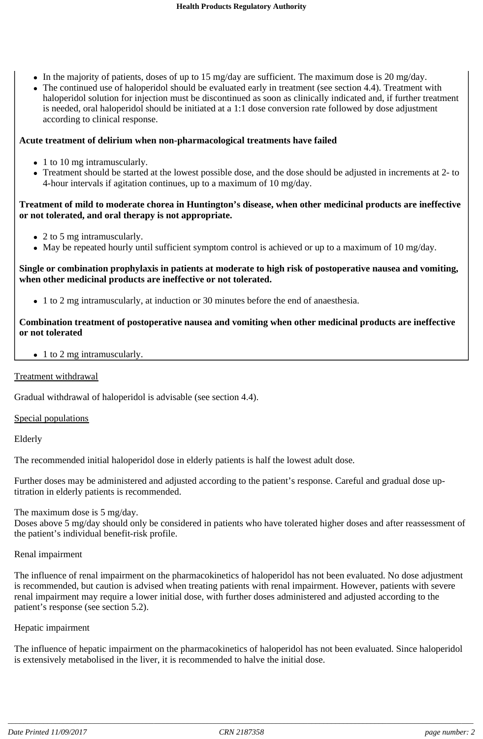- In the majority of patients, doses of up to 15 mg/day are sufficient. The maximum dose is 20 mg/day.
- The continued use of haloperidol should be evaluated early in treatment (see section 4.4). Treatment with haloperidol solution for injection must be discontinued as soon as clinically indicated and, if further treatment is needed, oral haloperidol should be initiated at a 1:1 dose conversion rate followed by dose adjustment according to clinical response.

**Acute treatment of delirium when non-pharmacological treatments have failed**

- 1 to 10 mg intramuscularly.
- Treatment should be started at the lowest possible dose, and the dose should be adjusted in increments at 2- to 4-hour intervals if agitation continues, up to a maximum of 10 mg/day.

**Treatment of mild to moderate chorea in Huntington's disease, when other medicinal products are ineffective or not tolerated, and oral therapy is not appropriate.**

- 2 to 5 mg intramuscularly.
- May be repeated hourly until sufficient symptom control is achieved or up to a maximum of 10 mg/day.

**Single or combination prophylaxis in patients at moderate to high risk of postoperative nausea and vomiting, when other medicinal products are ineffective or not tolerated.**

- 1 to 2 mg intramuscularly, at induction or 30 minutes before the end of anaesthesia.

**Combination treatment of postoperative nausea and vomiting when other medicinal products are ineffective or not tolerated**

- 1 to 2 mg intramuscularly.

Treatment withdrawal

Gradual withdrawal of haloperidol is advisable (see section 4.4).

Special populations

Elderly

The recommended initial haloperidol dose in elderly patients is half the lowest adult dose.

Further doses may be administered and adjusted according to the patient's response. Careful and gradual dose up-titration in elderly patients is recommended.

The maximum dose is 5 mg/day.
Doses above 5 mg/day should only be considered in patients who have tolerated higher doses and after reassessment of the patient's individual benefit-risk profile.

Renal impairment

The influence of renal impairment on the pharmacokinetics of haloperidol has not been evaluated. No dose adjustment is recommended, but caution is advised when treating patients with renal impairment. However, patients with severe renal impairment may require a lower initial dose, with further doses administered and adjusted according to the patient's response (see section 5.2).

Hepatic impairment

The influence of hepatic impairment on the pharmacokinetics of haloperidol has not been evaluated. Since haloperidol is extensively metabolised in the liver, it is recommended to halve the initial dose.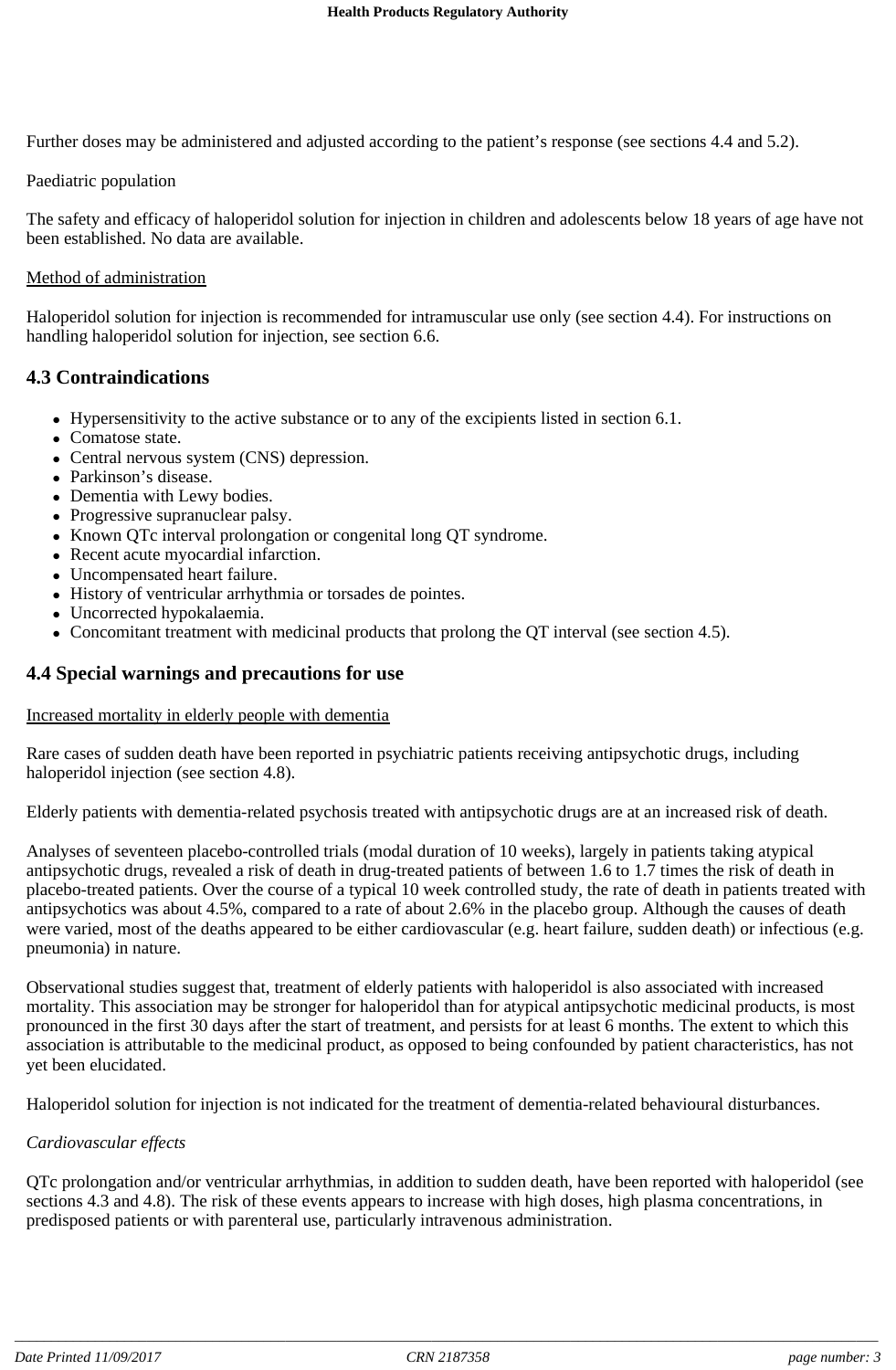Further doses may be administered and adjusted according to the patient's response (see sections 4.4 and 5.2).

Paediatric population

The safety and efficacy of haloperidol solution for injection in children and adolescents below 18 years of age have not been established. No data are available.

Method of administration

Haloperidol solution for injection is recommended for intramuscular use only (see section 4.4). For instructions on handling haloperidol solution for injection, see section 6.6.

## 4.3 Contraindications

- Hypersensitivity to the active substance or to any of the excipients listed in section 6.1.
- Comatose state.
- Central nervous system (CNS) depression.
- Parkinson's disease.
- Dementia with Lewy bodies.
- Progressive supranuclear palsy.
- Known QTc interval prolongation or congenital long QT syndrome.
- Recent acute myocardial infarction.
- Uncompensated heart failure.
- History of ventricular arrhythmia or torsades de pointes.
- Uncorrected hypokalaemia.
- Concomitant treatment with medicinal products that prolong the QT interval (see section 4.5).

## 4.4 Special warnings and precautions for use

Increased mortality in elderly people with dementia

Rare cases of sudden death have been reported in psychiatric patients receiving antipsychotic drugs, including haloperidol injection (see section 4.8).

Elderly patients with dementia-related psychosis treated with antipsychotic drugs are at an increased risk of death.

Analyses of seventeen placebo-controlled trials (modal duration of 10 weeks), largely in patients taking atypical antipsychotic drugs, revealed a risk of death in drug-treated patients of between 1.6 to 1.7 times the risk of death in placebo-treated patients. Over the course of a typical 10 week controlled study, the rate of death in patients treated with antipsychotics was about 4.5%, compared to a rate of about 2.6% in the placebo group. Although the causes of death were varied, most of the deaths appeared to be either cardiovascular (e.g. heart failure, sudden death) or infectious (e.g. pneumonia) in nature.

Observational studies suggest that, treatment of elderly patients with haloperidol is also associated with increased mortality. This association may be stronger for haloperidol than for atypical antipsychotic medicinal products, is most pronounced in the first 30 days after the start of treatment, and persists for at least 6 months. The extent to which this association is attributable to the medicinal product, as opposed to being confounded by patient characteristics, has not yet been elucidated.

Haloperidol solution for injection is not indicated for the treatment of dementia-related behavioural disturbances.

*Cardiovascular effects*

QTc prolongation and/or ventricular arrhythmias, in addition to sudden death, have been reported with haloperidol (see sections 4.3 and 4.8). The risk of these events appears to increase with high doses, high plasma concentrations, in predisposed patients or with parenteral use, particularly intravenous administration.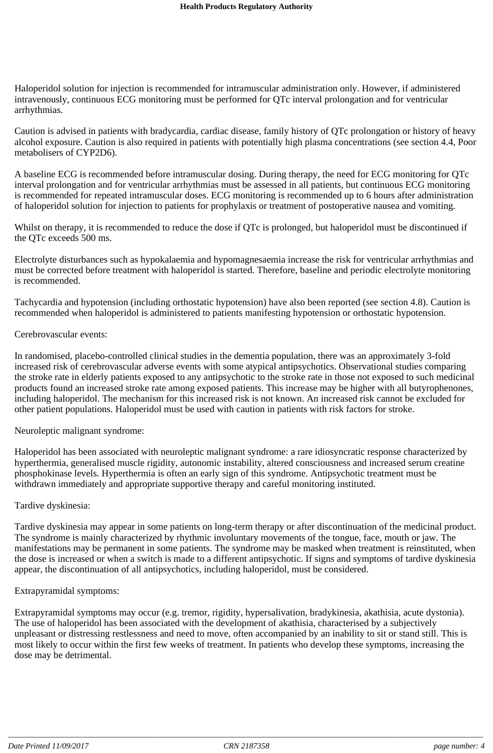Haloperidol solution for injection is recommended for intramuscular administration only. However, if administered intravenously, continuous ECG monitoring must be performed for QTc interval prolongation and for ventricular arrhythmias.

Caution is advised in patients with bradycardia, cardiac disease, family history of QTc prolongation or history of heavy alcohol exposure. Caution is also required in patients with potentially high plasma concentrations (see section 4.4, Poor metabolisers of CYP2D6).

A baseline ECG is recommended before intramuscular dosing. During therapy, the need for ECG monitoring for QTc interval prolongation and for ventricular arrhythmias must be assessed in all patients, but continuous ECG monitoring is recommended for repeated intramuscular doses. ECG monitoring is recommended up to 6 hours after administration of haloperidol solution for injection to patients for prophylaxis or treatment of postoperative nausea and vomiting.

Whilst on therapy, it is recommended to reduce the dose if QTc is prolonged, but haloperidol must be discontinued if the QTc exceeds 500 ms.

Electrolyte disturbances such as hypokalaemia and hypomagnesaemia increase the risk for ventricular arrhythmias and must be corrected before treatment with haloperidol is started. Therefore, baseline and periodic electrolyte monitoring is recommended.

Tachycardia and hypotension (including orthostatic hypotension) have also been reported (see section 4.8). Caution is recommended when haloperidol is administered to patients manifesting hypotension or orthostatic hypotension.

Cerebrovascular events:

In randomised, placebo-controlled clinical studies in the dementia population, there was an approximately 3-fold increased risk of cerebrovascular adverse events with some atypical antipsychotics. Observational studies comparing the stroke rate in elderly patients exposed to any antipsychotic to the stroke rate in those not exposed to such medicinal products found an increased stroke rate among exposed patients. This increase may be higher with all butyrophenones, including haloperidol. The mechanism for this increased risk is not known. An increased risk cannot be excluded for other patient populations. Haloperidol must be used with caution in patients with risk factors for stroke.

Neuroleptic malignant syndrome:

Haloperidol has been associated with neuroleptic malignant syndrome: a rare idiosyncratic response characterized by hyperthermia, generalised muscle rigidity, autonomic instability, altered consciousness and increased serum creatine phosphokinase levels. Hyperthermia is often an early sign of this syndrome. Antipsychotic treatment must be withdrawn immediately and appropriate supportive therapy and careful monitoring instituted.

Tardive dyskinesia:

Tardive dyskinesia may appear in some patients on long-term therapy or after discontinuation of the medicinal product. The syndrome is mainly characterized by rhythmic involuntary movements of the tongue, face, mouth or jaw. The manifestations may be permanent in some patients. The syndrome may be masked when treatment is reinstituted, when the dose is increased or when a switch is made to a different antipsychotic. If signs and symptoms of tardive dyskinesia appear, the discontinuation of all antipsychotics, including haloperidol, must be considered.

Extrapyramidal symptoms:

Extrapyramidal symptoms may occur (e.g. tremor, rigidity, hypersalivation, bradykinesia, akathisia, acute dystonia). The use of haloperidol has been associated with the development of akathisia, characterised by a subjectively unpleasant or distressing restlessness and need to move, often accompanied by an inability to sit or stand still. This is most likely to occur within the first few weeks of treatment. In patients who develop these symptoms, increasing the dose may be detrimental.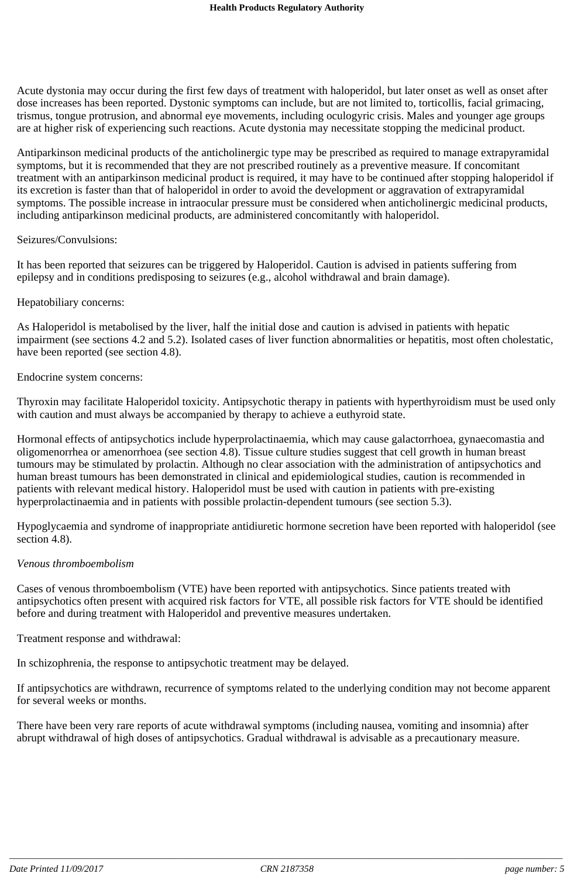Acute dystonia may occur during the first few days of treatment with haloperidol, but later onset as well as onset after dose increases has been reported. Dystonic symptoms can include, but are not limited to, torticollis, facial grimacing, trismus, tongue protrusion, and abnormal eye movements, including oculogyric crisis. Males and younger age groups are at higher risk of experiencing such reactions. Acute dystonia may necessitate stopping the medicinal product.

Antiparkinson medicinal products of the anticholinergic type may be prescribed as required to manage extrapyramidal symptoms, but it is recommended that they are not prescribed routinely as a preventive measure. If concomitant treatment with an antiparkinson medicinal product is required, it may have to be continued after stopping haloperidol if its excretion is faster than that of haloperidol in order to avoid the development or aggravation of extrapyramidal symptoms. The possible increase in intraocular pressure must be considered when anticholinergic medicinal products, including antiparkinson medicinal products, are administered concomitantly with haloperidol.

Seizures/Convulsions:

It has been reported that seizures can be triggered by Haloperidol. Caution is advised in patients suffering from epilepsy and in conditions predisposing to seizures (e.g., alcohol withdrawal and brain damage).

Hepatobiliary concerns:

As Haloperidol is metabolised by the liver, half the initial dose and caution is advised in patients with hepatic impairment (see sections 4.2 and 5.2). Isolated cases of liver function abnormalities or hepatitis, most often cholestatic, have been reported (see section 4.8).

Endocrine system concerns:

Thyroxin may facilitate Haloperidol toxicity. Antipsychotic therapy in patients with hyperthyroidism must be used only with caution and must always be accompanied by therapy to achieve a euthyroid state.

Hormonal effects of antipsychotics include hyperprolactinaemia, which may cause galactorrhoea, gynaecomastia and oligomenorrhea or amenorrhoea (see section 4.8). Tissue culture studies suggest that cell growth in human breast tumours may be stimulated by prolactin. Although no clear association with the administration of antipsychotics and human breast tumours has been demonstrated in clinical and epidemiological studies, caution is recommended in patients with relevant medical history. Haloperidol must be used with caution in patients with pre-existing hyperprolactinaemia and in patients with possible prolactin-dependent tumours (see section 5.3).

Hypoglycaemia and syndrome of inappropriate antidiuretic hormone secretion have been reported with haloperidol (see section 4.8).

*Venous thromboembolism*

Cases of venous thromboembolism (VTE) have been reported with antipsychotics. Since patients treated with antipsychotics often present with acquired risk factors for VTE, all possible risk factors for VTE should be identified before and during treatment with Haloperidol and preventive measures undertaken.

Treatment response and withdrawal:

In schizophrenia, the response to antipsychotic treatment may be delayed.

If antipsychotics are withdrawn, recurrence of symptoms related to the underlying condition may not become apparent for several weeks or months.

There have been very rare reports of acute withdrawal symptoms (including nausea, vomiting and insomnia) after abrupt withdrawal of high doses of antipsychotics. Gradual withdrawal is advisable as a precautionary measure.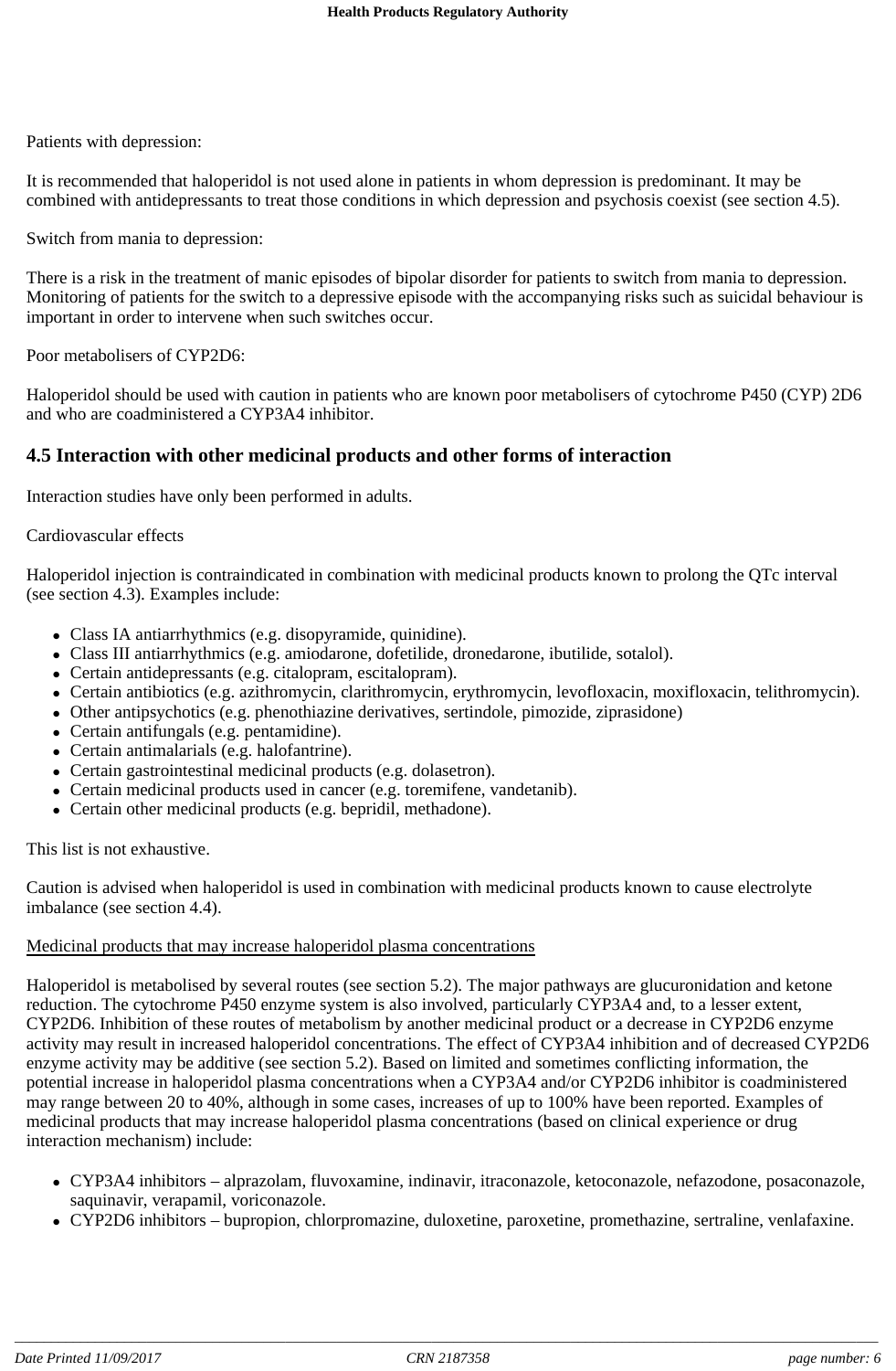Patients with depression:

It is recommended that haloperidol is not used alone in patients in whom depression is predominant. It may be combined with antidepressants to treat those conditions in which depression and psychosis coexist (see section 4.5).

Switch from mania to depression:

There is a risk in the treatment of manic episodes of bipolar disorder for patients to switch from mania to depression. Monitoring of patients for the switch to a depressive episode with the accompanying risks such as suicidal behaviour is important in order to intervene when such switches occur.

Poor metabolisers of CYP2D6:

Haloperidol should be used with caution in patients who are known poor metabolisers of cytochrome P450 (CYP) 2D6 and who are coadministered a CYP3A4 inhibitor.

## 4.5 Interaction with other medicinal products and other forms of interaction

Interaction studies have only been performed in adults.

Cardiovascular effects

Haloperidol injection is contraindicated in combination with medicinal products known to prolong the QTc interval (see section 4.3). Examples include:

- Class IA antiarrhythmics (e.g. disopyramide, quinidine).
- Class III antiarrhythmics (e.g. amiodarone, dofetilide, dronedarone, ibutilide, sotalol).
- Certain antidepressants (e.g. citalopram, escitalopram).
- Certain antibiotics (e.g. azithromycin, clarithromycin, erythromycin, levofloxacin, moxifloxacin, telithromycin).
- Other antipsychotics (e.g. phenothiazine derivatives, sertindole, pimozide, ziprasidone)
- Certain antifungals (e.g. pentamidine).
- Certain antimalarials (e.g. halofantrine).
- Certain gastrointestinal medicinal products (e.g. dolasetron).
- Certain medicinal products used in cancer (e.g. toremifene, vandetanib).
- Certain other medicinal products (e.g. bepridil, methadone).

This list is not exhaustive.

Caution is advised when haloperidol is used in combination with medicinal products known to cause electrolyte imbalance (see section 4.4).

<u>Medicinal products that may increase haloperidol plasma concentrations</u>

Haloperidol is metabolised by several routes (see section 5.2). The major pathways are glucuronidation and ketone reduction. The cytochrome P450 enzyme system is also involved, particularly CYP3A4 and, to a lesser extent, CYP2D6. Inhibition of these routes of metabolism by another medicinal product or a decrease in CYP2D6 enzyme activity may result in increased haloperidol concentrations. The effect of CYP3A4 inhibition and of decreased CYP2D6 enzyme activity may be additive (see section 5.2). Based on limited and sometimes conflicting information, the potential increase in haloperidol plasma concentrations when a CYP3A4 and/or CYP2D6 inhibitor is coadministered may range between 20 to 40%, although in some cases, increases of up to 100% have been reported. Examples of medicinal products that may increase haloperidol plasma concentrations (based on clinical experience or drug interaction mechanism) include:

- CYP3A4 inhibitors – alprazolam, fluvoxamine, indinavir, itraconazole, ketoconazole, nefazodone, posaconazole, saquinavir, verapamil, voriconazole.
- CYP2D6 inhibitors – bupropion, chlorpromazine, duloxetine, paroxetine, promethazine, sertraline, venlafaxine.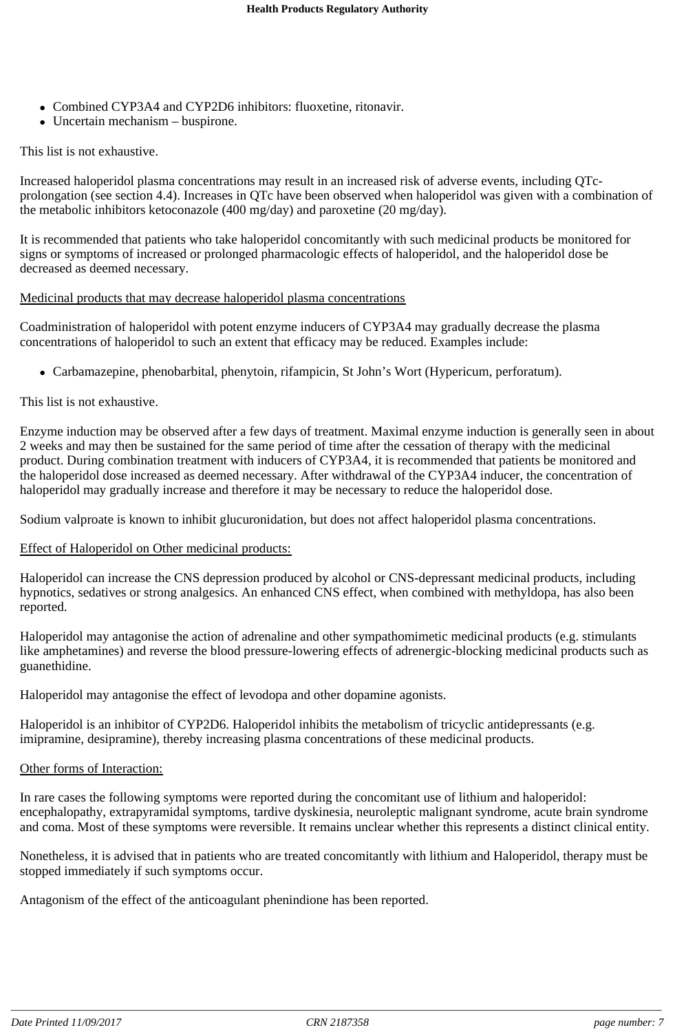- Combined CYP3A4 and CYP2D6 inhibitors: fluoxetine, ritonavir.
- Uncertain mechanism – buspirone.

This list is not exhaustive.

Increased haloperidol plasma concentrations may result in an increased risk of adverse events, including QTc-prolongation (see section 4.4). Increases in QTc have been observed when haloperidol was given with a combination of the metabolic inhibitors ketoconazole (400 mg/day) and paroxetine (20 mg/day).

It is recommended that patients who take haloperidol concomitantly with such medicinal products be monitored for signs or symptoms of increased or prolonged pharmacologic effects of haloperidol, and the haloperidol dose be decreased as deemed necessary.

Medicinal products that may decrease haloperidol plasma concentrations

Coadministration of haloperidol with potent enzyme inducers of CYP3A4 may gradually decrease the plasma concentrations of haloperidol to such an extent that efficacy may be reduced. Examples include:

- Carbamazepine, phenobarbital, phenytoin, rifampicin, St John's Wort (Hypericum, perforatum).

This list is not exhaustive.

Enzyme induction may be observed after a few days of treatment. Maximal enzyme induction is generally seen in about 2 weeks and may then be sustained for the same period of time after the cessation of therapy with the medicinal product. During combination treatment with inducers of CYP3A4, it is recommended that patients be monitored and the haloperidol dose increased as deemed necessary. After withdrawal of the CYP3A4 inducer, the concentration of haloperidol may gradually increase and therefore it may be necessary to reduce the haloperidol dose.

Sodium valproate is known to inhibit glucuronidation, but does not affect haloperidol plasma concentrations.

Effect of Haloperidol on Other medicinal products:

Haloperidol can increase the CNS depression produced by alcohol or CNS-depressant medicinal products, including hypnotics, sedatives or strong analgesics. An enhanced CNS effect, when combined with methyldopa, has also been reported.

Haloperidol may antagonise the action of adrenaline and other sympathomimetic medicinal products (e.g. stimulants like amphetamines) and reverse the blood pressure-lowering effects of adrenergic-blocking medicinal products such as guanethidine.

Haloperidol may antagonise the effect of levodopa and other dopamine agonists.

Haloperidol is an inhibitor of CYP2D6. Haloperidol inhibits the metabolism of tricyclic antidepressants (e.g. imipramine, desipramine), thereby increasing plasma concentrations of these medicinal products.

Other forms of Interaction:

In rare cases the following symptoms were reported during the concomitant use of lithium and haloperidol: encephalopathy, extrapyramidal symptoms, tardive dyskinesia, neuroleptic malignant syndrome, acute brain syndrome and coma. Most of these symptoms were reversible. It remains unclear whether this represents a distinct clinical entity.

Nonetheless, it is advised that in patients who are treated concomitantly with lithium and Haloperidol, therapy must be stopped immediately if such symptoms occur.

Antagonism of the effect of the anticoagulant phenindione has been reported.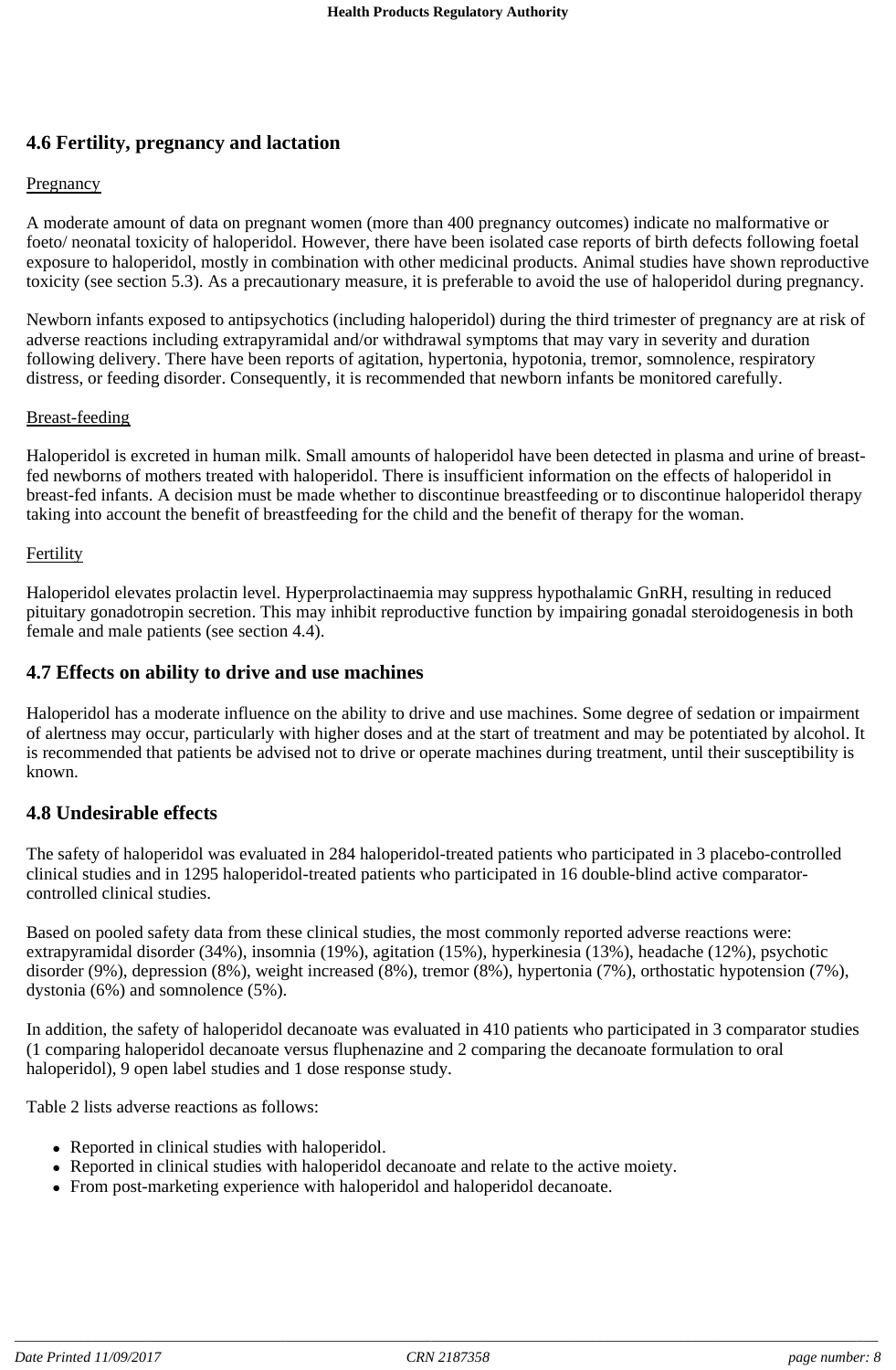## 4.6 Fertility, pregnancy and lactation

Pregnancy

A moderate amount of data on pregnant women (more than 400 pregnancy outcomes) indicate no malformative or foeto/ neonatal toxicity of haloperidol. However, there have been isolated case reports of birth defects following foetal exposure to haloperidol, mostly in combination with other medicinal products. Animal studies have shown reproductive toxicity (see section 5.3). As a precautionary measure, it is preferable to avoid the use of haloperidol during pregnancy.

Newborn infants exposed to antipsychotics (including haloperidol) during the third trimester of pregnancy are at risk of adverse reactions including extrapyramidal and/or withdrawal symptoms that may vary in severity and duration following delivery. There have been reports of agitation, hypertonia, hypotonia, tremor, somnolence, respiratory distress, or feeding disorder. Consequently, it is recommended that newborn infants be monitored carefully.

Breast-feeding

Haloperidol is excreted in human milk. Small amounts of haloperidol have been detected in plasma and urine of breast-fed newborns of mothers treated with haloperidol. There is insufficient information on the effects of haloperidol in breast-fed infants. A decision must be made whether to discontinue breastfeeding or to discontinue haloperidol therapy taking into account the benefit of breastfeeding for the child and the benefit of therapy for the woman.

Fertility

Haloperidol elevates prolactin level. Hyperprolactinaemia may suppress hypothalamic GnRH, resulting in reduced pituitary gonadotropin secretion. This may inhibit reproductive function by impairing gonadal steroidogenesis in both female and male patients (see section 4.4).

## 4.7 Effects on ability to drive and use machines

Haloperidol has a moderate influence on the ability to drive and use machines. Some degree of sedation or impairment of alertness may occur, particularly with higher doses and at the start of treatment and may be potentiated by alcohol. It is recommended that patients be advised not to drive or operate machines during treatment, until their susceptibility is known.

## 4.8 Undesirable effects

The safety of haloperidol was evaluated in 284 haloperidol-treated patients who participated in 3 placebo-controlled clinical studies and in 1295 haloperidol-treated patients who participated in 16 double-blind active comparator-controlled clinical studies.

Based on pooled safety data from these clinical studies, the most commonly reported adverse reactions were: extrapyramidal disorder (34%), insomnia (19%), agitation (15%), hyperkinesia (13%), headache (12%), psychotic disorder (9%), depression (8%), weight increased (8%), tremor (8%), hypertonia (7%), orthostatic hypotension (7%), dystonia (6%) and somnolence (5%).

In addition, the safety of haloperidol decanoate was evaluated in 410 patients who participated in 3 comparator studies (1 comparing haloperidol decanoate versus fluphenazine and 2 comparing the decanoate formulation to oral haloperidol), 9 open label studies and 1 dose response study.

Table 2 lists adverse reactions as follows:

- Reported in clinical studies with haloperidol.
- Reported in clinical studies with haloperidol decanoate and relate to the active moiety.
- From post-marketing experience with haloperidol and haloperidol decanoate.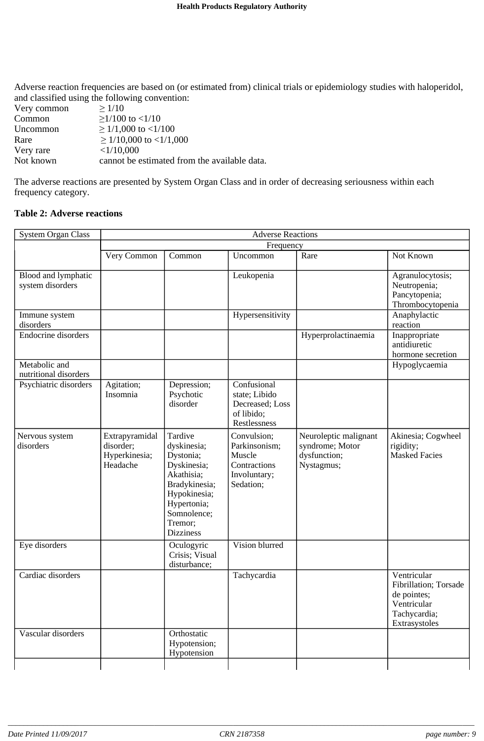Adverse reaction frequencies are based on (or estimated from) clinical trials or epidemiology studies with haloperidol, and classified using the following convention:

| | |
|---|---|
| Very common | ≥ 1/10 |
| Common | ≥1/100 to <1/10 |
| Uncommon | ≥ 1/1,000 to <1/100 |
| Rare | ≥ 1/10,000 to <1/1,000 |
| Very rare | <1/10,000 |
| Not known | cannot be estimated from the available data. |

The adverse reactions are presented by System Organ Class and in order of decreasing seriousness within each frequency category.

**Table 2: Adverse reactions**

| System Organ Class | Adverse Reactions | | | | |
|---|---|---|---|---|---|
| | Frequency | | | | |
| | Very Common | Common | Uncommon | Rare | Not Known |
| Blood and lymphatic system disorders | | | Leukopenia | | Agranulocytosis; Neutropenia; Pancytopenia; Thrombocytopenia |
| Immune system disorders | | | Hypersensitivity | | Anaphylactic reaction |
| Endocrine disorders | | | | Hyperprolactinaemia | Inappropriate antidiuretic hormone secretion |
| Metabolic and nutritional disorders | | | | | Hypoglycaemia |
| Psychiatric disorders | Agitation; Insomnia | Depression; Psychotic disorder | Confusional state; Libido Decreased; Loss of libido; Restlessness | | |
| Nervous system disorders | Extrapyramidal disorder; Hyperkinesia; Headache | Tardive dyskinesia; Dystonia; Dyskinesia; Akathisia; Bradykinesia; Hypokinesia; Hypertonia; Somnolence; Tremor; Dizziness | Convulsion; Parkinsonism; Muscle Contractions Involuntary; Sedation; | Neuroleptic malignant syndrome; Motor dysfunction; Nystagmus; | Akinesia; Cogwheel rigidity; Masked Facies |
| Eye disorders | | Oculogyric Crisis; Visual disturbance; | Vision blurred | | |
| Cardiac disorders | | | Tachycardia | | Ventricular Fibrillation; Torsade de pointes; Ventricular Tachycardia; Extrasystoles |
| Vascular disorders | | Orthostatic Hypotension; Hypotension | | | |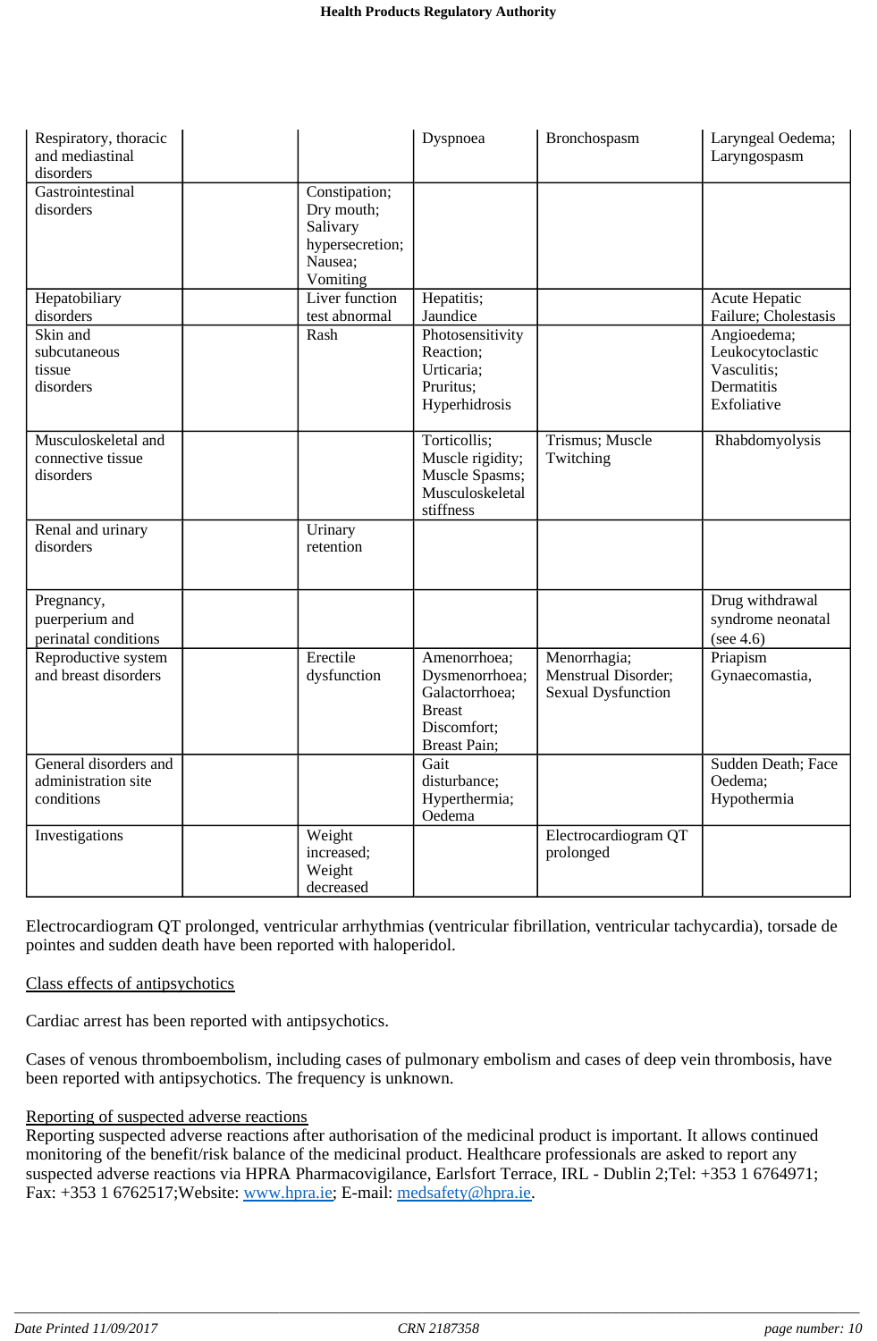| | | | | | |
|---|---|---|---|---|---|
| Respiratory, thoracic and mediastinal disorders | | | Dyspnoea | Bronchospasm | Laryngeal Oedema; Laryngospasm |
| Gastrointestinal disorders | | Constipation; Dry mouth; Salivary hypersecretion; Nausea; Vomiting | | | |
| Hepatobiliary disorders | | Liver function test abnormal | Hepatitis; Jaundice | | Acute Hepatic Failure; Cholestasis |
| Skin and subcutaneous tissue disorders | | Rash | Photosensitivity Reaction; Urticaria; Pruritus; Hyperhidrosis | | Angioedema; Leukocytoclastic Vasculitis; Dermatitis Exfoliative |
| Musculoskeletal and connective tissue disorders | | | Torticollis; Muscle rigidity; Muscle Spasms; Musculoskeletal stiffness | Trismus; Muscle Twitching | Rhabdomyolysis |
| Renal and urinary disorders | | Urinary retention | | | |
| Pregnancy, puerperium and perinatal conditions | | | | | Drug withdrawal syndrome neonatal (see 4.6) |
| Reproductive system and breast disorders | | Erectile dysfunction | Amenorrhoea; Dysmenorrhoea; Galactorrhoea; Breast Discomfort; Breast Pain; | Menorrhagia; Menstrual Disorder; Sexual Dysfunction | Priapism Gynaecomastia, |
| General disorders and administration site conditions | | | Gait disturbance; Hyperthermia; Oedema | | Sudden Death; Face Oedema; Hypothermia |
| Investigations | | Weight increased; Weight decreased | | Electrocardiogram QT prolonged | |

Electrocardiogram QT prolonged, ventricular arrhythmias (ventricular fibrillation, ventricular tachycardia), torsade de pointes and sudden death have been reported with haloperidol.

Class effects of antipsychotics

Cardiac arrest has been reported with antipsychotics.

Cases of venous thromboembolism, including cases of pulmonary embolism and cases of deep vein thrombosis, have been reported with antipsychotics. The frequency is unknown.

Reporting of suspected adverse reactions

Reporting suspected adverse reactions after authorisation of the medicinal product is important. It allows continued monitoring of the benefit/risk balance of the medicinal product. Healthcare professionals are asked to report any suspected adverse reactions via HPRA Pharmacovigilance, Earlsfort Terrace, IRL - Dublin 2;Tel: +353 1 6764971; Fax: +353 1 6762517;Website: www.hpra.ie; E-mail: medsafety@hpra.ie.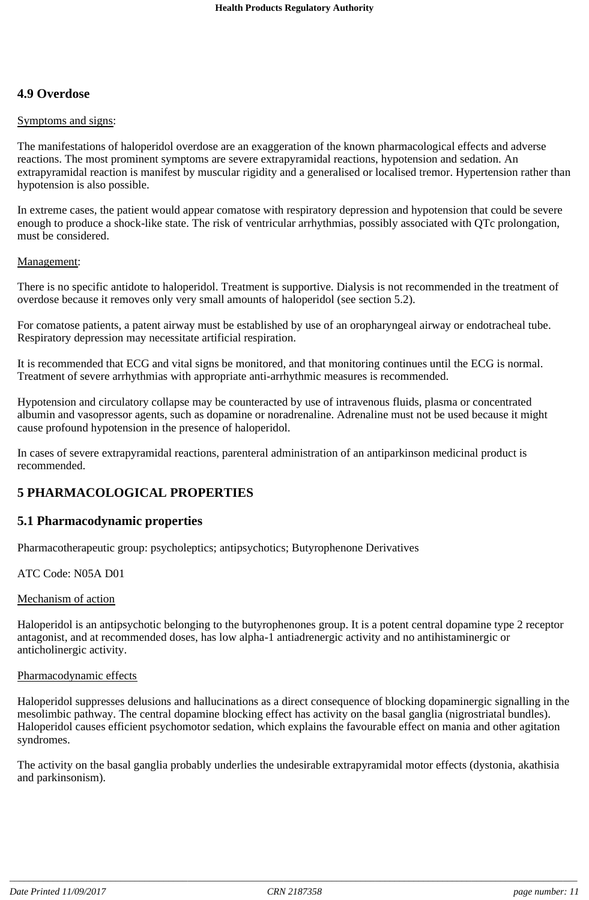## 4.9 Overdose

Symptoms and signs:

The manifestations of haloperidol overdose are an exaggeration of the known pharmacological effects and adverse reactions. The most prominent symptoms are severe extrapyramidal reactions, hypotension and sedation. An extrapyramidal reaction is manifest by muscular rigidity and a generalised or localised tremor. Hypertension rather than hypotension is also possible.

In extreme cases, the patient would appear comatose with respiratory depression and hypotension that could be severe enough to produce a shock-like state. The risk of ventricular arrhythmias, possibly associated with QTc prolongation, must be considered.

Management:

There is no specific antidote to haloperidol. Treatment is supportive. Dialysis is not recommended in the treatment of overdose because it removes only very small amounts of haloperidol (see section 5.2).

For comatose patients, a patent airway must be established by use of an oropharyngeal airway or endotracheal tube. Respiratory depression may necessitate artificial respiration.

It is recommended that ECG and vital signs be monitored, and that monitoring continues until the ECG is normal. Treatment of severe arrhythmias with appropriate anti-arrhythmic measures is recommended.

Hypotension and circulatory collapse may be counteracted by use of intravenous fluids, plasma or concentrated albumin and vasopressor agents, such as dopamine or noradrenaline. Adrenaline must not be used because it might cause profound hypotension in the presence of haloperidol.

In cases of severe extrapyramidal reactions, parenteral administration of an antiparkinson medicinal product is recommended.

# 5 PHARMACOLOGICAL PROPERTIES

## 5.1 Pharmacodynamic properties

Pharmacotherapeutic group: psycholeptics; antipsychotics; Butyrophenone Derivatives

ATC Code: N05A D01

Mechanism of action

Haloperidol is an antipsychotic belonging to the butyrophenones group. It is a potent central dopamine type 2 receptor antagonist, and at recommended doses, has low alpha-1 antiadrenergic activity and no antihistaminergic or anticholinergic activity.

Pharmacodynamic effects

Haloperidol suppresses delusions and hallucinations as a direct consequence of blocking dopaminergic signalling in the mesolimbic pathway. The central dopamine blocking effect has activity on the basal ganglia (nigrostriatal bundles). Haloperidol causes efficient psychomotor sedation, which explains the favourable effect on mania and other agitation syndromes.

The activity on the basal ganglia probably underlies the undesirable extrapyramidal motor effects (dystonia, akathisia and parkinsonism).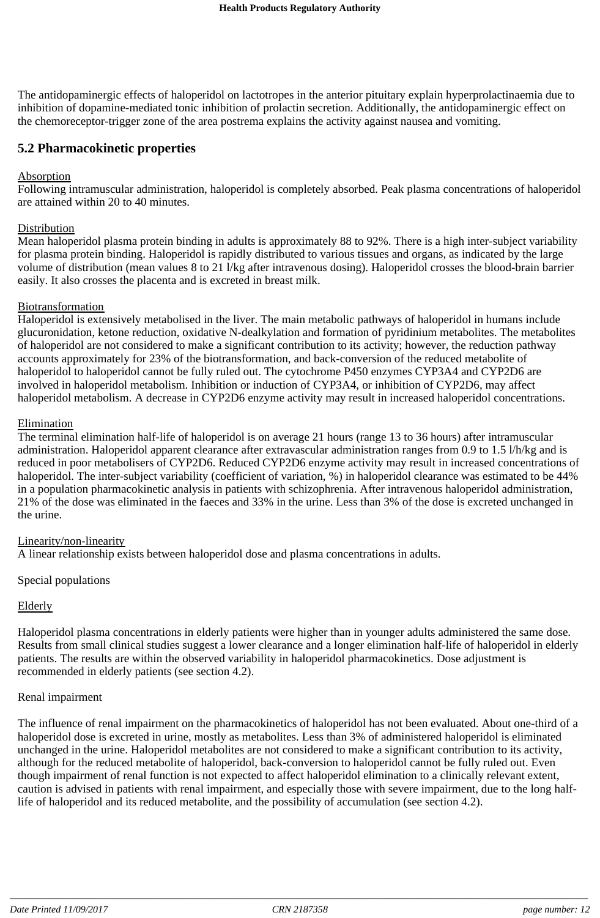The antidopaminergic effects of haloperidol on lactotropes in the anterior pituitary explain hyperprolactinaemia due to inhibition of dopamine-mediated tonic inhibition of prolactin secretion. Additionally, the antidopaminergic effect on the chemoreceptor-trigger zone of the area postrema explains the activity against nausea and vomiting.

## 5.2 Pharmacokinetic properties

Absorption
Following intramuscular administration, haloperidol is completely absorbed. Peak plasma concentrations of haloperidol are attained within 20 to 40 minutes.

Distribution
Mean haloperidol plasma protein binding in adults is approximately 88 to 92%. There is a high inter-subject variability for plasma protein binding. Haloperidol is rapidly distributed to various tissues and organs, as indicated by the large volume of distribution (mean values 8 to 21 l/kg after intravenous dosing). Haloperidol crosses the blood-brain barrier easily. It also crosses the placenta and is excreted in breast milk.

Biotransformation
Haloperidol is extensively metabolised in the liver. The main metabolic pathways of haloperidol in humans include glucuronidation, ketone reduction, oxidative N-dealkylation and formation of pyridinium metabolites. The metabolites of haloperidol are not considered to make a significant contribution to its activity; however, the reduction pathway accounts approximately for 23% of the biotransformation, and back-conversion of the reduced metabolite of haloperidol to haloperidol cannot be fully ruled out. The cytochrome P450 enzymes CYP3A4 and CYP2D6 are involved in haloperidol metabolism. Inhibition or induction of CYP3A4, or inhibition of CYP2D6, may affect haloperidol metabolism. A decrease in CYP2D6 enzyme activity may result in increased haloperidol concentrations.

Elimination
The terminal elimination half-life of haloperidol is on average 21 hours (range 13 to 36 hours) after intramuscular administration. Haloperidol apparent clearance after extravascular administration ranges from 0.9 to 1.5 l/h/kg and is reduced in poor metabolisers of CYP2D6. Reduced CYP2D6 enzyme activity may result in increased concentrations of haloperidol. The inter-subject variability (coefficient of variation, %) in haloperidol clearance was estimated to be 44% in a population pharmacokinetic analysis in patients with schizophrenia. After intravenous haloperidol administration, 21% of the dose was eliminated in the faeces and 33% in the urine. Less than 3% of the dose is excreted unchanged in the urine.

Linearity/non-linearity
A linear relationship exists between haloperidol dose and plasma concentrations in adults.

Special populations

Elderly

Haloperidol plasma concentrations in elderly patients were higher than in younger adults administered the same dose. Results from small clinical studies suggest a lower clearance and a longer elimination half-life of haloperidol in elderly patients. The results are within the observed variability in haloperidol pharmacokinetics. Dose adjustment is recommended in elderly patients (see section 4.2).

Renal impairment

The influence of renal impairment on the pharmacokinetics of haloperidol has not been evaluated. About one-third of a haloperidol dose is excreted in urine, mostly as metabolites. Less than 3% of administered haloperidol is eliminated unchanged in the urine. Haloperidol metabolites are not considered to make a significant contribution to its activity, although for the reduced metabolite of haloperidol, back-conversion to haloperidol cannot be fully ruled out. Even though impairment of renal function is not expected to affect haloperidol elimination to a clinically relevant extent, caution is advised in patients with renal impairment, and especially those with severe impairment, due to the long half-life of haloperidol and its reduced metabolite, and the possibility of accumulation (see section 4.2).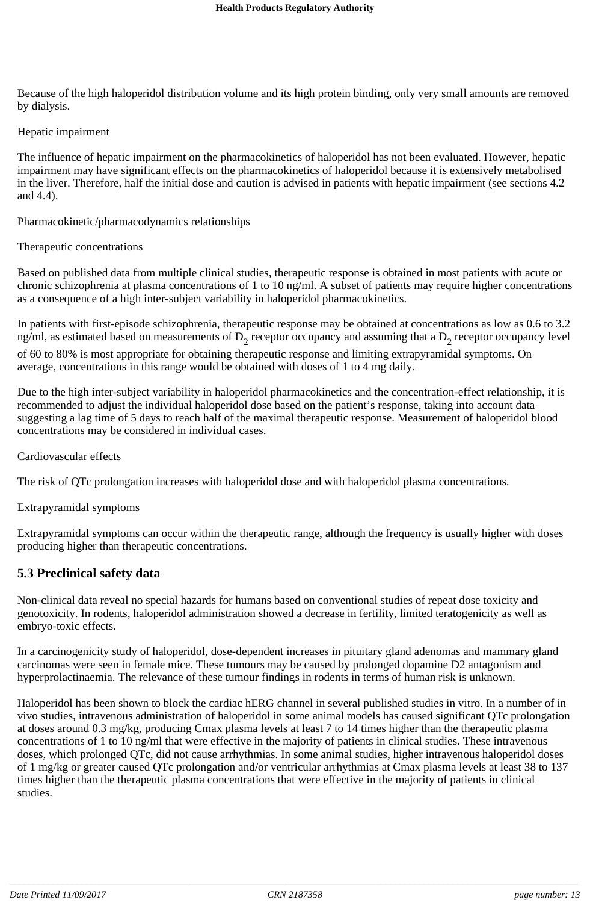Because of the high haloperidol distribution volume and its high protein binding, only very small amounts are removed by dialysis.

Hepatic impairment

The influence of hepatic impairment on the pharmacokinetics of haloperidol has not been evaluated. However, hepatic impairment may have significant effects on the pharmacokinetics of haloperidol because it is extensively metabolised in the liver. Therefore, half the initial dose and caution is advised in patients with hepatic impairment (see sections 4.2 and 4.4).

Pharmacokinetic/pharmacodynamics relationships

Therapeutic concentrations

Based on published data from multiple clinical studies, therapeutic response is obtained in most patients with acute or chronic schizophrenia at plasma concentrations of 1 to 10 ng/ml. A subset of patients may require higher concentrations as a consequence of a high inter-subject variability in haloperidol pharmacokinetics.

In patients with first-episode schizophrenia, therapeutic response may be obtained at concentrations as low as 0.6 to 3.2 ng/ml, as estimated based on measurements of $D_2$ receptor occupancy and assuming that a $D_2$ receptor occupancy level of 60 to 80% is most appropriate for obtaining therapeutic response and limiting extrapyramidal symptoms. On average, concentrations in this range would be obtained with doses of 1 to 4 mg daily.

Due to the high inter-subject variability in haloperidol pharmacokinetics and the concentration-effect relationship, it is recommended to adjust the individual haloperidol dose based on the patient's response, taking into account data suggesting a lag time of 5 days to reach half of the maximal therapeutic response. Measurement of haloperidol blood concentrations may be considered in individual cases.

Cardiovascular effects

The risk of QTc prolongation increases with haloperidol dose and with haloperidol plasma concentrations.

Extrapyramidal symptoms

Extrapyramidal symptoms can occur within the therapeutic range, although the frequency is usually higher with doses producing higher than therapeutic concentrations.

## 5.3 Preclinical safety data

Non-clinical data reveal no special hazards for humans based on conventional studies of repeat dose toxicity and genotoxicity. In rodents, haloperidol administration showed a decrease in fertility, limited teratogenicity as well as embryo-toxic effects.

In a carcinogenicity study of haloperidol, dose-dependent increases in pituitary gland adenomas and mammary gland carcinomas were seen in female mice. These tumours may be caused by prolonged dopamine D2 antagonism and hyperprolactinaemia. The relevance of these tumour findings in rodents in terms of human risk is unknown.

Haloperidol has been shown to block the cardiac hERG channel in several published studies in vitro. In a number of in vivo studies, intravenous administration of haloperidol in some animal models has caused significant QTc prolongation at doses around 0.3 mg/kg, producing Cmax plasma levels at least 7 to 14 times higher than the therapeutic plasma concentrations of 1 to 10 ng/ml that were effective in the majority of patients in clinical studies. These intravenous doses, which prolonged QTc, did not cause arrhythmias. In some animal studies, higher intravenous haloperidol doses of 1 mg/kg or greater caused QTc prolongation and/or ventricular arrhythmias at Cmax plasma levels at least 38 to 137 times higher than the therapeutic plasma concentrations that were effective in the majority of patients in clinical studies.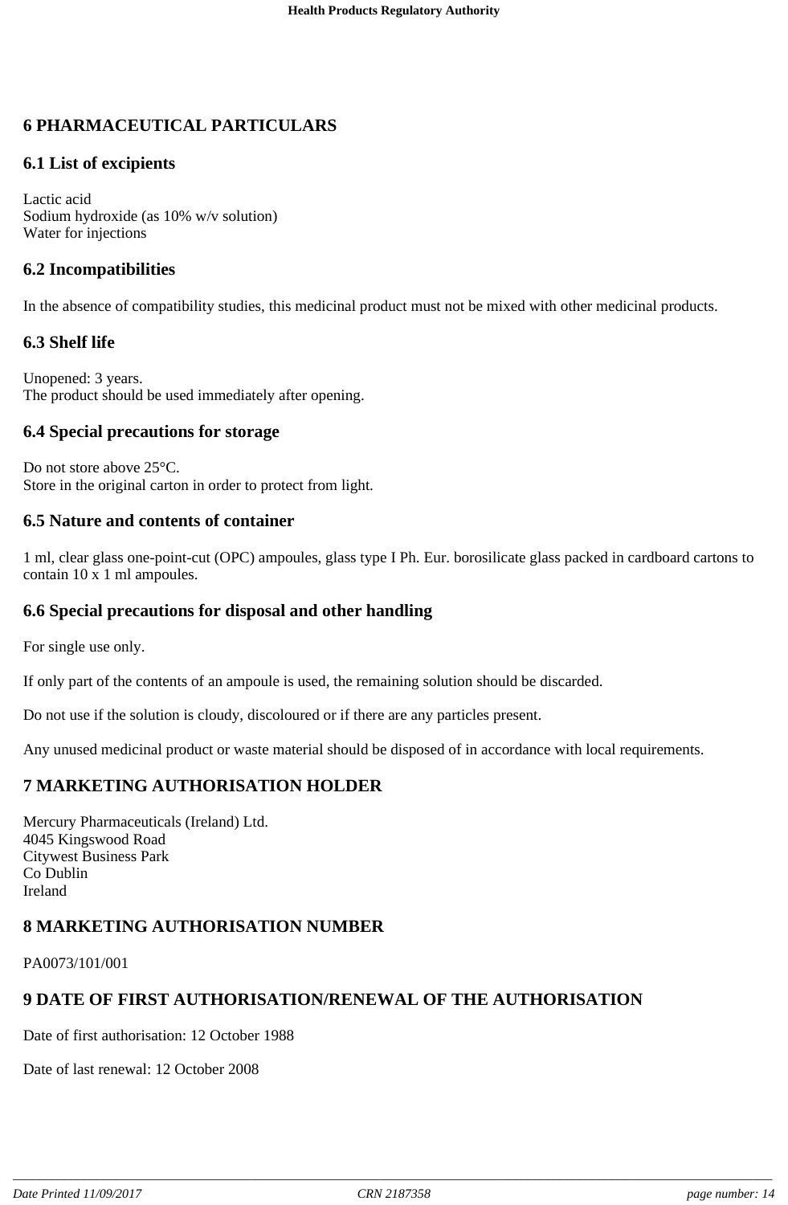# 6 PHARMACEUTICAL PARTICULARS

## 6.1 List of excipients

Lactic acid
Sodium hydroxide (as 10% w/v solution)
Water for injections

## 6.2 Incompatibilities

In the absence of compatibility studies, this medicinal product must not be mixed with other medicinal products.

## 6.3 Shelf life

Unopened: 3 years.
The product should be used immediately after opening.

## 6.4 Special precautions for storage

Do not store above 25°C.
Store in the original carton in order to protect from light.

## 6.5 Nature and contents of container

1 ml, clear glass one-point-cut (OPC) ampoules, glass type I Ph. Eur. borosilicate glass packed in cardboard cartons to contain 10 x 1 ml ampoules.

## 6.6 Special precautions for disposal and other handling

For single use only.

If only part of the contents of an ampoule is used, the remaining solution should be discarded.

Do not use if the solution is cloudy, discoloured or if there are any particles present.

Any unused medicinal product or waste material should be disposed of in accordance with local requirements.

# 7 MARKETING AUTHORISATION HOLDER

Mercury Pharmaceuticals (Ireland) Ltd.
4045 Kingswood Road
Citywest Business Park
Co Dublin
Ireland

# 8 MARKETING AUTHORISATION NUMBER

PA0073/101/001

# 9 DATE OF FIRST AUTHORISATION/RENEWAL OF THE AUTHORISATION

Date of first authorisation: 12 October 1988

Date of last renewal: 12 October 2008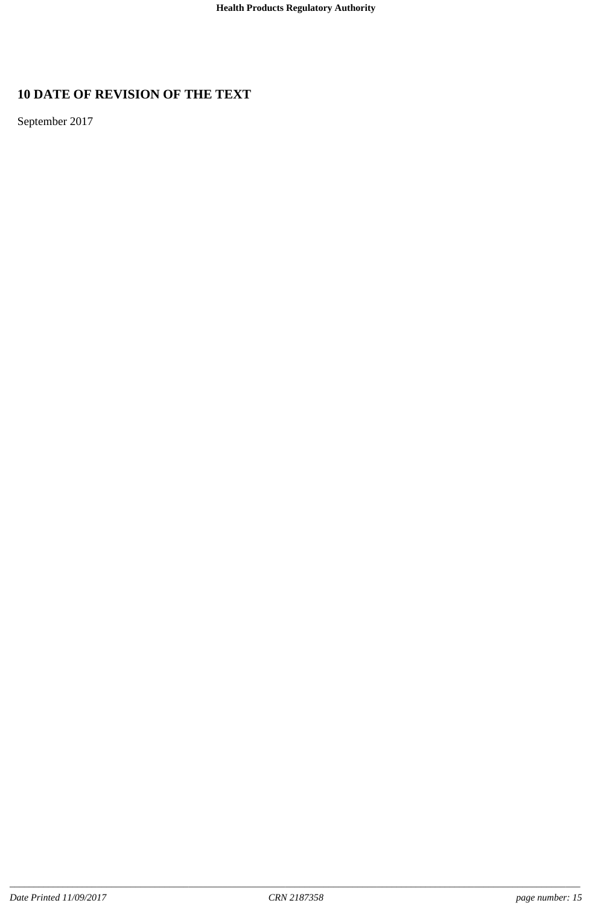## 10 DATE OF REVISION OF THE TEXT

September 2017